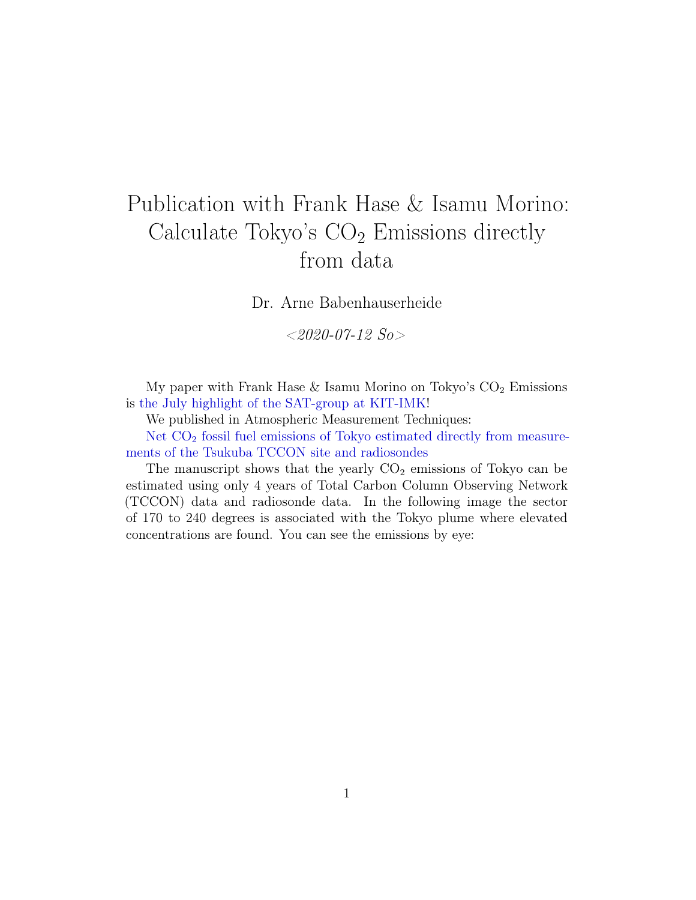# Publication with Frank Hase & Isamu Morino: Calculate Tokyo's $CO_2$ Emissions directly from data

Dr. Arne Babenhauserheide

*<2020-07-12 So>*

My paper with Frank Hase & Isamu Morino on Tokyo's $CO_2$ Emissions is the July highlight of the SAT-group at KIT-IMK!

We published in Atmospheric Measurement Techniques:

Net $CO_2$ fossil fuel emissions of Tokyo estimated directly from measurements of the Tsukuba TCCON site and radiosondes

The manuscript shows that the yearly $CO_2$ emissions of Tokyo can be estimated using only 4 years of Total Carbon Column Observing Network (TCCON) data and radiosonde data. In the following image the sector of 170 to 240 degrees is associated with the Tokyo plume where elevated concentrations are found. You can see the emissions by eye: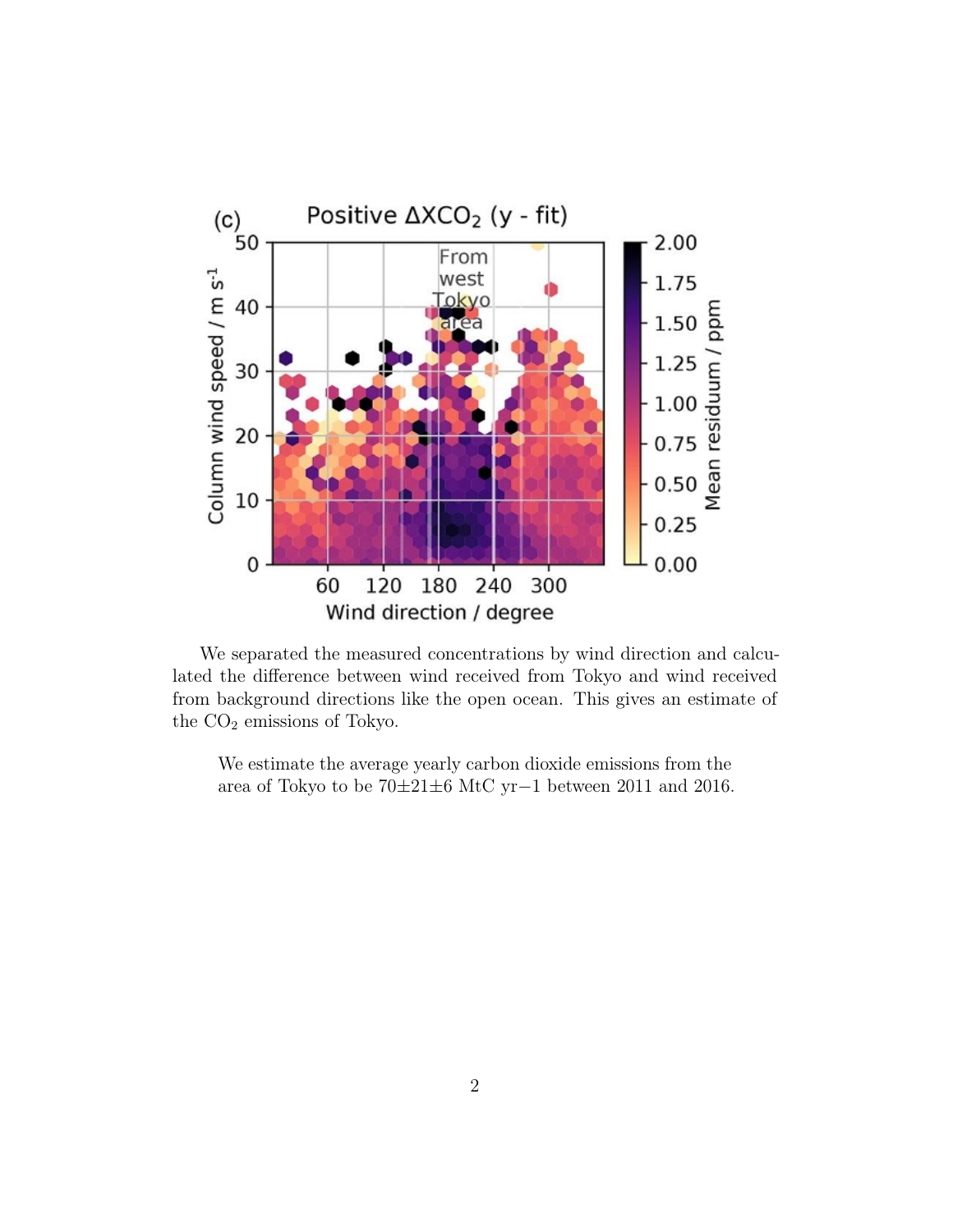We separated the measured concentrations by wind direction and calculated the difference between wind received from Tokyo and wind received from background directions like the open ocean. This gives an estimate of the $CO_2$ emissions of Tokyo.

> We estimate the average yearly carbon dioxide emissions from the area of Tokyo to be $70\pm21\pm6$ MtC yr−1 between 2011 and 2016.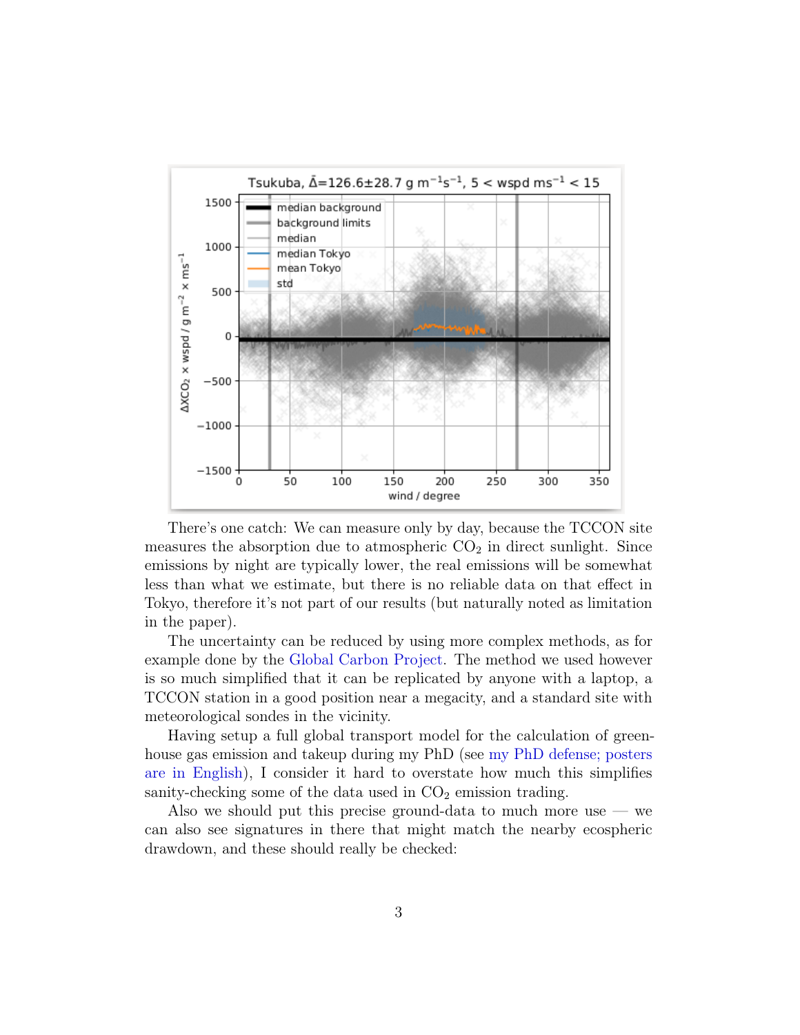There's one catch: We can measure only by day, because the TCCON site measures the absorption due to atmospheric $CO_2$ in direct sunlight. Since emissions by night are typically lower, the real emissions will be somewhat less than what we estimate, but there is no reliable data on that effect in Tokyo, therefore it's not part of our results (but naturally noted as limitation in the paper).

The uncertainty can be reduced by using more complex methods, as for example done by the Global Carbon Project. The method we used however is so much simplified that it can be replicated by anyone with a laptop, a TCCON station in a good position near a megacity, and a standard site with meteorological sondes in the vicinity.

Having setup a full global transport model for the calculation of greenhouse gas emission and takeup during my PhD (see my PhD defense; posters are in English), I consider it hard to overstate how much this simplifies sanity-checking some of the data used in $CO_2$ emission trading.

Also we should put this precise ground-data to much more use — we can also see signatures in there that might match the nearby ecospheric drawdown, and these should really be checked: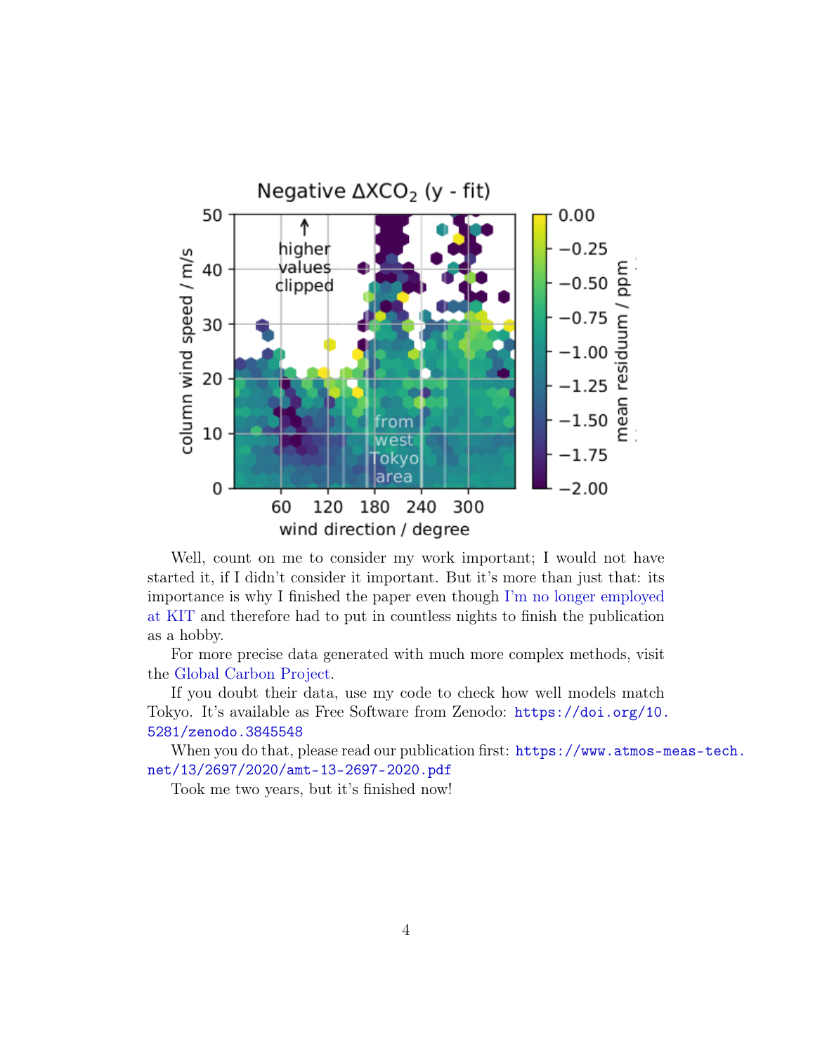Negative $\Delta XCO_2$ (y - fit)

column wind speed / m/s

50

40

30

20

10

0

60 120 180 240 300

wind direction / degree

↑ higher values clipped

from west Tokyo area

mean residuum / ppm

0.00

−0.25

−0.50

−0.75

−1.00

−1.25

−1.50

−1.75

−2.00

Well, count on me to consider my work important; I would not have started it, if I didn't consider it important. But it's more than just that: its importance is why I finished the paper even though I'm no longer employed at KIT and therefore had to put in countless nights to finish the publication as a hobby.

For more precise data generated with much more complex methods, visit the Global Carbon Project.

If you doubt their data, use my code to check how well models match Tokyo. It's available as Free Software from Zenodo: `https://doi.org/10.5281/zenodo.3845548`

When you do that, please read our publication first: `https://www.atmos-meas-tech.net/13/2697/2020/amt-13-2697-2020.pdf`

Took me two years, but it's finished now!